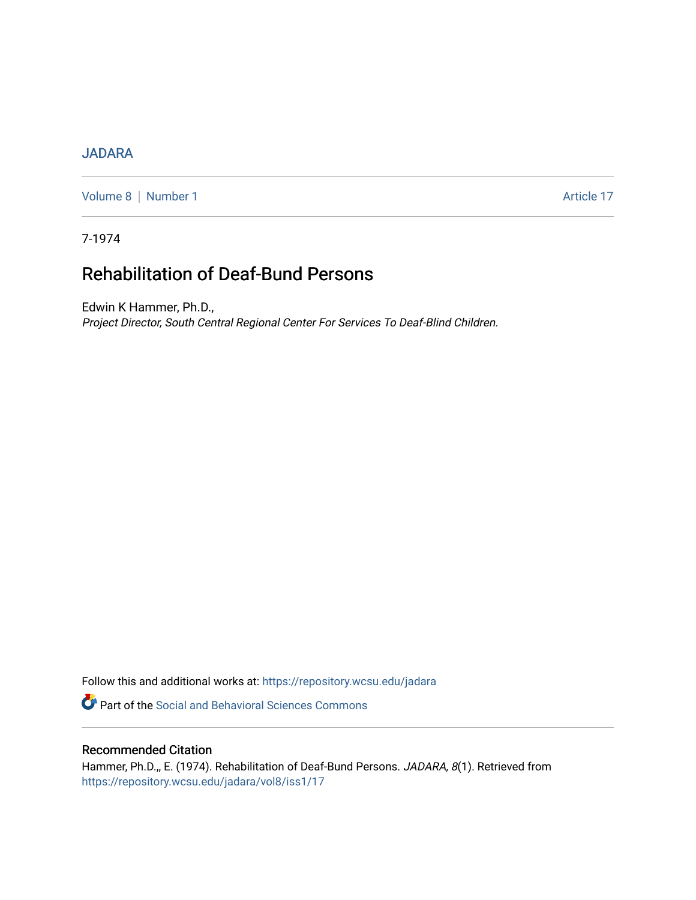JADARA

Volume 8 | Number 1 | Article 17

7-1974

# Rehabilitation of Deaf-Bund Persons

Edwin K Hammer, Ph.D.,
*Project Director, South Central Regional Center For Services To Deaf-Blind Children.*

Follow this and additional works at: https://repository.wcsu.edu/jadara

Part of the Social and Behavioral Sciences Commons

## Recommended Citation

Hammer, Ph.D.,, E. (1974). Rehabilitation of Deaf-Bund Persons. *JADARA, 8*(1). Retrieved from https://repository.wcsu.edu/jadara/vol8/iss1/17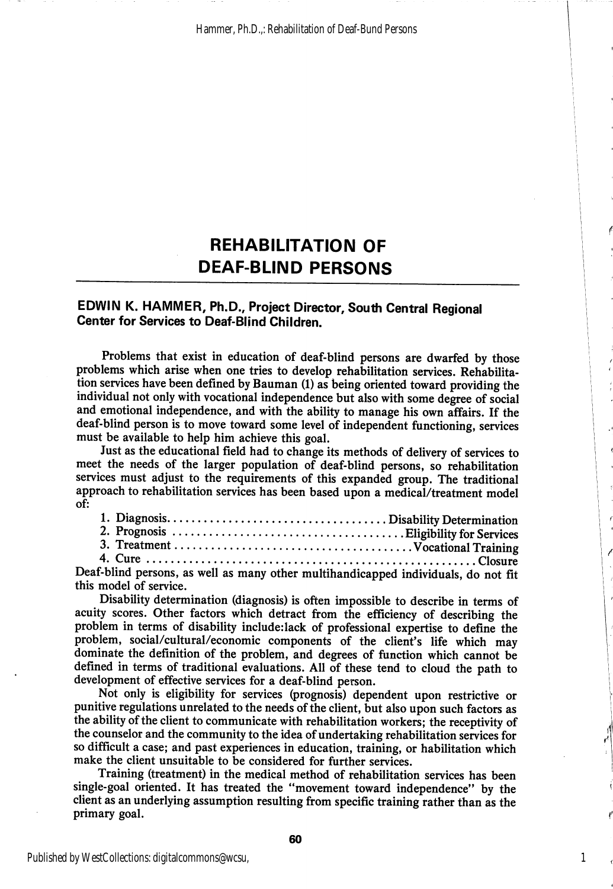# REHABILITATION OF DEAF-BLIND PERSONS

**EDWIN K. HAMMER, Ph.D., Project Director, South Central Regional Center for Services to Deaf-Blind Children.**

Problems that exist in education of deaf-blind persons are dwarfed by those problems which arise when one tries to develop rehabilitation services. Rehabilitation services have been defined by Bauman (1) as being oriented toward providing the individual not only with vocational independence but also with some degree of social and emotional independence, and with the ability to manage his own affairs. If the deaf-blind person is to move toward some level of independent functioning, services must be available to help him achieve this goal.

Just as the educational field had to change its methods of delivery of services to meet the needs of the larger population of deaf-blind persons, so rehabilitation services must adjust to the requirements of this expanded group. The traditional approach to rehabilitation services has been based upon a medical/treatment model of:

1. Diagnosis.................................... Disability Determination
2. Prognosis .................................... Eligibility for Services
3. Treatment .................................... Vocational Training
4. Cure .................................................... Closure

Deaf-blind persons, as well as many other multihandicapped individuals, do not fit this model of service.

Disability determination (diagnosis) is often impossible to describe in terms of acuity scores. Other factors which detract from the efficiency of describing the problem in terms of disability include:lack of professional expertise to define the problem, social/cultural/economic components of the client's life which may dominate the definition of the problem, and degrees of function which cannot be defined in terms of traditional evaluations. All of these tend to cloud the path to development of effective services for a deaf-blind person.

Not only is eligibility for services (prognosis) dependent upon restrictive or punitive regulations unrelated to the needs of the client, but also upon such factors as the ability of the client to communicate with rehabilitation workers; the receptivity of the counselor and the community to the idea of undertaking rehabilitation services for so difficult a case; and past experiences in education, training, or habilitation which make the client unsuitable to be considered for further services.

Training (treatment) in the medical method of rehabilitation services has been single-goal oriented. It has treated the "movement toward independence" by the client as an underlying assumption resulting from specific training rather than as the primary goal.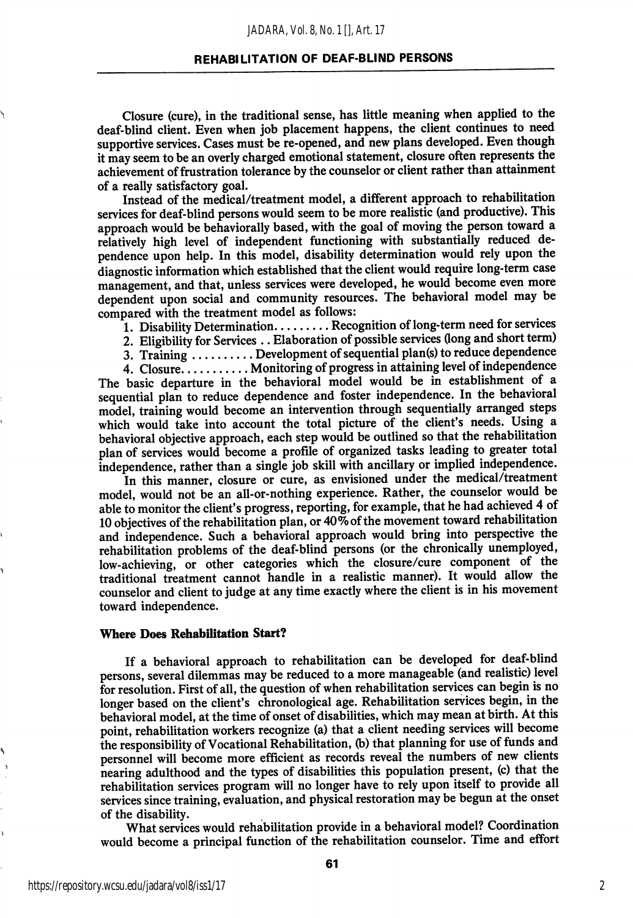Closure (cure), in the traditional sense, has little meaning when applied to the deaf-blind client. Even when job placement happens, the client continues to need supportive services. Cases must be re-opened, and new plans developed. Even though it may seem to be an overly charged emotional statement, closure often represents the achievement of frustration tolerance by the counselor or client rather than attainment of a really satisfactory goal.

Instead of the medical/treatment model, a different approach to rehabilitation services for deaf-blind persons would seem to be more realistic (and productive). This approach would be behaviorally based, with the goal of moving the person toward a relatively high level of independent functioning with substantially reduced dependence upon help. In this model, disability determination would rely upon the diagnostic information which established that the client would require long-term case management, and that, unless services were developed, he would become even more dependent upon social and community resources. The behavioral model may be compared with the treatment model as follows:

1. Disability Determination. . . . . . . . . Recognition of long-term need for services
2. Eligibility for Services . . Elaboration of possible services (long and short term)
3. Training . . . . . . . . . . Development of sequential plan(s) to reduce dependence
4. Closure. . . . . . . . . . . Monitoring of progress in attaining level of independence

The basic departure in the behavioral model would be in establishment of a sequential plan to reduce dependence and foster independence. In the behavioral model, training would become an intervention through sequentially arranged steps which would take into account the total picture of the client's needs. Using a behavioral objective approach, each step would be outlined so that the rehabilitation plan of services would become a profile of organized tasks leading to greater total independence, rather than a single job skill with ancillary or implied independence.

In this manner, closure or cure, as envisioned under the medical/treatment model, would not be an all-or-nothing experience. Rather, the counselor would be able to monitor the client's progress, reporting, for example, that he had achieved 4 of 10 objectives of the rehabilitation plan, or 40% of the movement toward rehabilitation and independence. Such a behavioral approach would bring into perspective the rehabilitation problems of the deaf-blind persons (or the chronically unemployed, low-achieving, or other categories which the closure/cure component of the traditional treatment cannot handle in a realistic manner). It would allow the counselor and client to judge at any time exactly where the client is in his movement toward independence.

**Where Does Rehabilitation Start?**

If a behavioral approach to rehabilitation can be developed for deaf-blind persons, several dilemmas may be reduced to a more manageable (and realistic) level for resolution. First of all, the question of when rehabilitation services can begin is no longer based on the client's chronological age. Rehabilitation services begin, in the behavioral model, at the time of onset of disabilities, which may mean at birth. At this point, rehabilitation workers recognize (a) that a client needing services will become the responsibility of Vocational Rehabilitation, (b) that planning for use of funds and personnel will become more efficient as records reveal the numbers of new clients nearing adulthood and the types of disabilities this population present, (c) that the rehabilitation services program will no longer have to rely upon itself to provide all services since training, evaluation, and physical restoration may be begun at the onset of the disability.

What services would rehabilitation provide in a behavioral model? Coordination would become a principal function of the rehabilitation counselor. Time and effort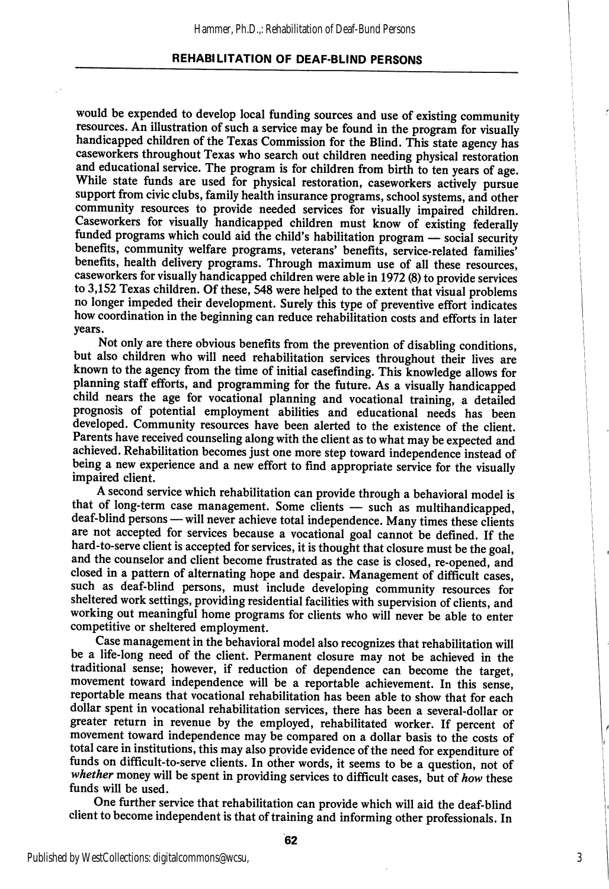would be expended to develop local funding sources and use of existing community resources. An illustration of such a service may be found in the program for visually handicapped children of the Texas Commission for the Blind. This state agency has caseworkers throughout Texas who search out children needing physical restoration and educational service. The program is for children from birth to ten years of age. While state funds are used for physical restoration, caseworkers actively pursue support from civic clubs, family health insurance programs, school systems, and other community resources to provide needed services for visually impaired children. Caseworkers for visually handicapped children must know of existing federally funded programs which could aid the child's habilitation program — social security benefits, community welfare programs, veterans' benefits, service-related families' benefits, health delivery programs. Through maximum use of all these resources, caseworkers for visually handicapped children were able in 1972 (8) to provide services to 3,152 Texas children. Of these, 548 were helped to the extent that visual problems no longer impeded their development. Surely this type of preventive effort indicates how coordination in the beginning can reduce rehabilitation costs and efforts in later years.

Not only are there obvious benefits from the prevention of disabling conditions, but also children who will need rehabilitation services throughout their lives are known to the agency from the time of initial casefinding. This knowledge allows for planning staff efforts, and programming for the future. As a visually handicapped child nears the age for vocational planning and vocational training, a detailed prognosis of potential employment abilities and educational needs has been developed. Community resources have been alerted to the existence of the client. Parents have received counseling along with the client as to what may be expected and achieved. Rehabilitation becomes just one more step toward independence instead of being a new experience and a new effort to find appropriate service for the visually impaired client.

A second service which rehabilitation can provide through a behavioral model is that of long-term case management. Some clients — such as multihandicapped, deaf-blind persons — will never achieve total independence. Many times these clients are not accepted for services because a vocational goal cannot be defined. If the hard-to-serve client is accepted for services, it is thought that closure must be the goal, and the counselor and client become frustrated as the case is closed, re-opened, and closed in a pattern of alternating hope and despair. Management of difficult cases, such as deaf-blind persons, must include developing community resources for sheltered work settings, providing residential facilities with supervision of clients, and working out meaningful home programs for clients who will never be able to enter competitive or sheltered employment.

Case management in the behavioral model also recognizes that rehabilitation will be a life-long need of the client. Permanent closure may not be achieved in the traditional sense; however, if reduction of dependence can become the target, movement toward independence will be a reportable achievement. In this sense, reportable means that vocational rehabilitation has been able to show that for each dollar spent in vocational rehabilitation services, there has been a several-dollar or greater return in revenue by the employed, rehabilitated worker. If percent of movement toward independence may be compared on a dollar basis to the costs of total care in institutions, this may also provide evidence of the need for expenditure of funds on difficult-to-serve clients. In other words, it seems to be a question, not of *whether* money will be spent in providing services to difficult cases, but of *how* these funds will be used.

One further service that rehabilitation can provide which will aid the deaf-blind client to become independent is that of training and informing other professionals. In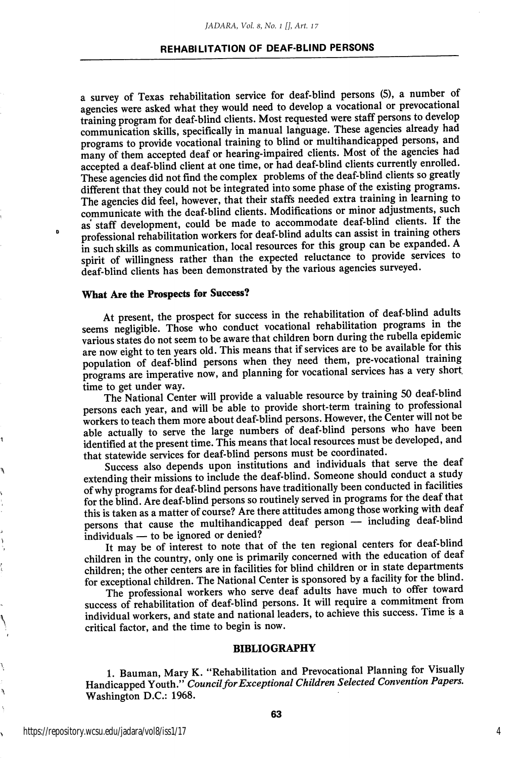a survey of Texas rehabilitation service for deaf-blind persons (5), a number of agencies were asked what they would need to develop a vocational or prevocational training program for deaf-blind clients. Most requested were staff persons to develop communication skills, specifically in manual language. These agencies already had programs to provide vocational training to blind or multihandicapped persons, and many of them accepted deaf or hearing-impaired clients. Most of the agencies had accepted a deaf-blind client at one time, or had deaf-blind clients currently enrolled. These agencies did not find the complex problems of the deaf-blind clients so greatly different that they could not be integrated into some phase of the existing programs. The agencies did feel, however, that their staffs needed extra training in learning to communicate with the deaf-blind clients. Modifications or minor adjustments, such as staff development, could be made to accommodate deaf-blind clients. If the professional rehabilitation workers for deaf-blind adults can assist in training others in such skills as communication, local resources for this group can be expanded. A spirit of willingness rather than the expected reluctance to provide services to deaf-blind clients has been demonstrated by the various agencies surveyed.

### What Are the Prospects for Success?

At present, the prospect for success in the rehabilitation of deaf-blind adults seems negligible. Those who conduct vocational rehabilitation programs in the various states do not seem to be aware that children born during the rubella epidemic are now eight to ten years old. This means that if services are to be available for this population of deaf-blind persons when they need them, pre-vocational training programs are imperative now, and planning for vocational services has a very short time to get under way.

The National Center will provide a valuable resource by training 50 deaf-blind persons each year, and will be able to provide short-term training to professional workers to teach them more about deaf-blind persons. However, the Center will not be able actually to serve the large numbers of deaf-blind persons who have been identified at the present time. This means that local resources must be developed, and that statewide services for deaf-blind persons must be coordinated.

Success also depends upon institutions and individuals that serve the deaf extending their missions to include the deaf-blind. Someone should conduct a study of why programs for deaf-blind persons have traditionally been conducted in facilities for the blind. Are deaf-blind persons so routinely served in programs for the deaf that this is taken as a matter of course? Are there attitudes among those working with deaf persons that cause the multihandicapped deaf person — including deaf-blind individuals — to be ignored or denied?

It may be of interest to note that of the ten regional centers for deaf-blind children in the country, only one is primarily concerned with the education of deaf children; the other centers are in facilities for blind children or in state departments for exceptional children. The National Center is sponsored by a facility for the blind.

The professional workers who serve deaf adults have much to offer toward success of rehabilitation of deaf-blind persons. It will require a commitment from individual workers, and state and national leaders, to achieve this success. Time is a critical factor, and the time to begin is now.

## BIBLIOGRAPHY

1. Bauman, Mary K. "Rehabilitation and Prevocational Planning for Visually Handicapped Youth." *Council for Exceptional Children Selected Convention Papers.* Washington D.C.: 1968.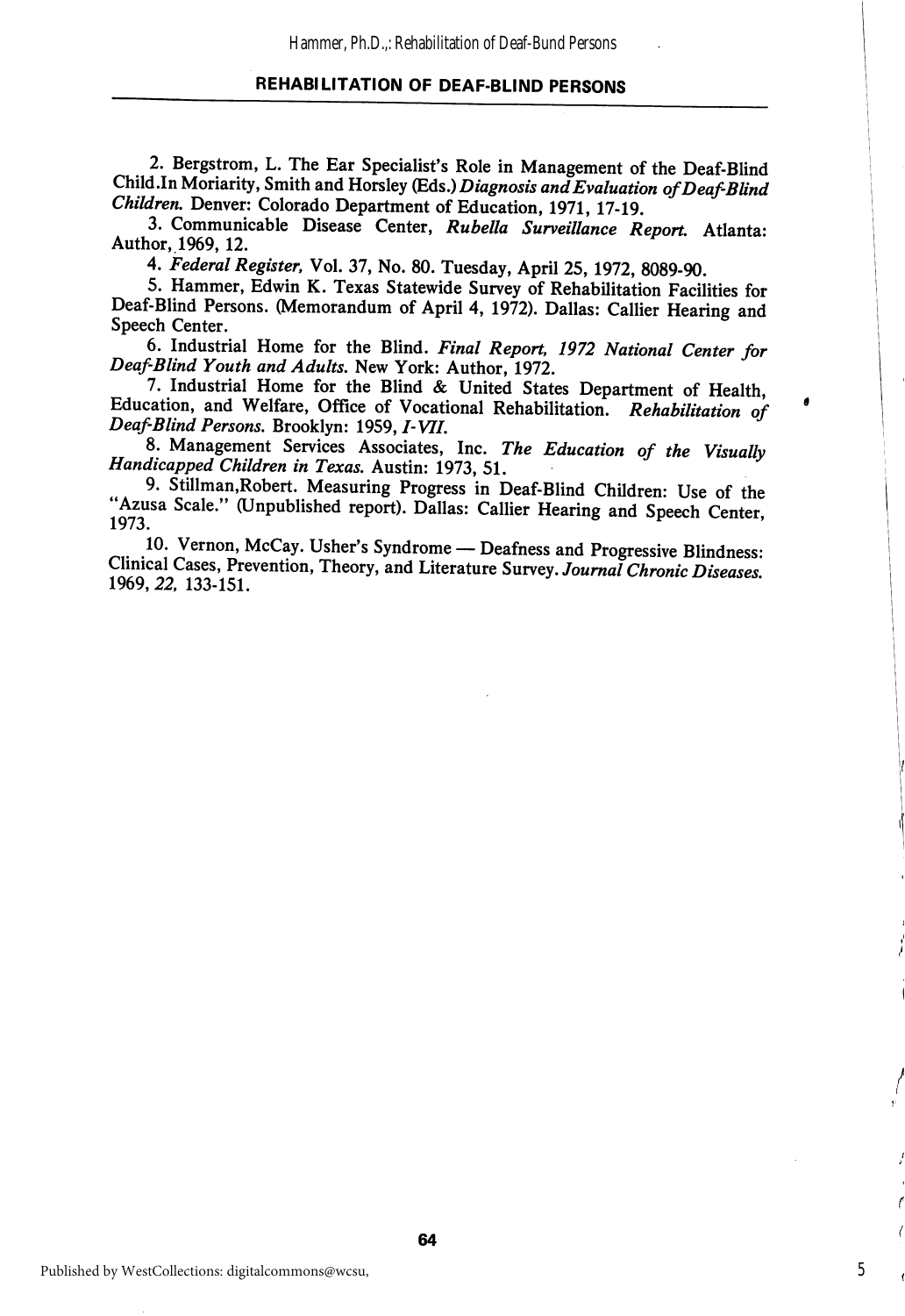2. Bergstrom, L. The Ear Specialist's Role in Management of the Deaf-Blind Child.In Moriarity, Smith and Horsley (Eds.) *Diagnosis and Evaluation of Deaf-Blind Children.* Denver: Colorado Department of Education, 1971, 17-19.

3. Communicable Disease Center, *Rubella Surveillance Report.* Atlanta: Author, 1969, 12.

4. *Federal Register,* Vol. 37, No. 80. Tuesday, April 25, 1972, 8089-90.

5. Hammer, Edwin K. Texas Statewide Survey of Rehabilitation Facilities for Deaf-Blind Persons. (Memorandum of April 4, 1972). Dallas: Callier Hearing and Speech Center.

6. Industrial Home for the Blind. *Final Report, 1972 National Center for Deaf-Blind Youth and Adults.* New York: Author, 1972.

7. Industrial Home for the Blind & United States Department of Health, Education, and Welfare, Office of Vocational Rehabilitation. *Rehabilitation of Deaf-Blind Persons.* Brooklyn: 1959, *I-VII.*

8. Management Services Associates, Inc. *The Education of the Visually Handicapped Children in Texas.* Austin: 1973, 51.

9. Stillman,Robert. Measuring Progress in Deaf-Blind Children: Use of the "Azusa Scale." (Unpublished report). Dallas: Callier Hearing and Speech Center, 1973.

10. Vernon, McCay. Usher's Syndrome — Deafness and Progressive Blindness: Clinical Cases, Prevention, Theory, and Literature Survey. *Journal Chronic Diseases.* 1969, *22,* 133-151.